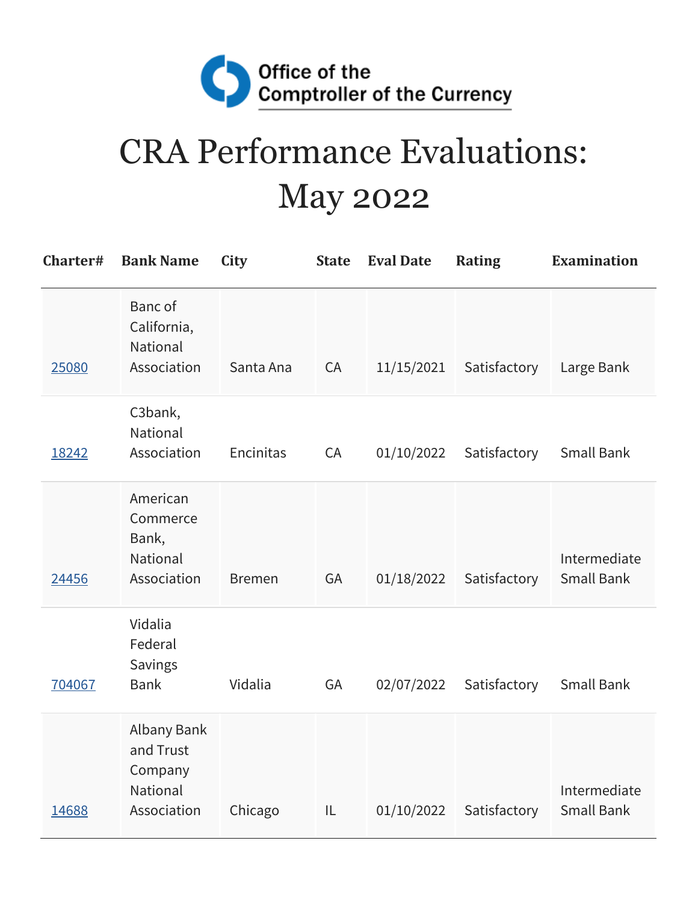Office of the Comptroller of the Currency

# CRA Performance Evaluations: May 2022

| Charter# | Bank Name | City | State | Eval Date | Rating | Examination |
|---|---|---|---|---|---|---|
| 25080 | Banc of California, National Association | Santa Ana | CA | 11/15/2021 | Satisfactory | Large Bank |
| 18242 | C3bank, National Association | Encinitas | CA | 01/10/2022 | Satisfactory | Small Bank |
| 24456 | American Commerce Bank, National Association | Bremen | GA | 01/18/2022 | Satisfactory | Intermediate Small Bank |
| 704067 | Vidalia Federal Savings Bank | Vidalia | GA | 02/07/2022 | Satisfactory | Small Bank |
| 14688 | Albany Bank and Trust Company National Association | Chicago | IL | 01/10/2022 | Satisfactory | Intermediate Small Bank |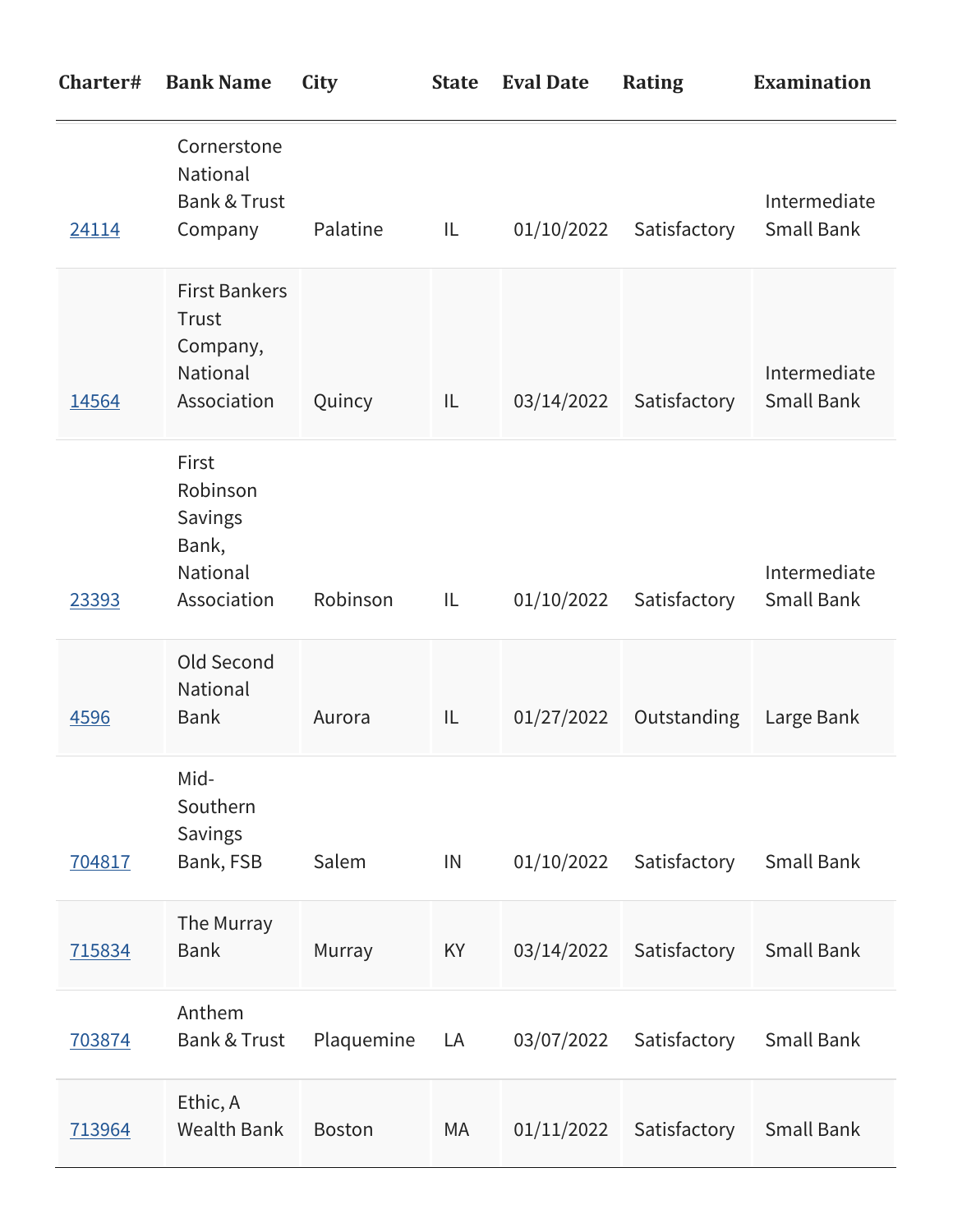| Charter# | Bank Name | City | State | Eval Date | Rating | Examination |
|---|---|---|---|---|---|---|
| 24114 | Cornerstone National Bank & Trust Company | Palatine | IL | 01/10/2022 | Satisfactory | Intermediate Small Bank |
| 14564 | First Bankers Trust Company, National Association | Quincy | IL | 03/14/2022 | Satisfactory | Intermediate Small Bank |
| 23393 | First Robinson Savings Bank, National Association | Robinson | IL | 01/10/2022 | Satisfactory | Intermediate Small Bank |
| 4596 | Old Second National Bank | Aurora | IL | 01/27/2022 | Outstanding | Large Bank |
| 704817 | Mid-Southern Savings Bank, FSB | Salem | IN | 01/10/2022 | Satisfactory | Small Bank |
| 715834 | The Murray Bank | Murray | KY | 03/14/2022 | Satisfactory | Small Bank |
| 703874 | Anthem Bank & Trust | Plaquemine | LA | 03/07/2022 | Satisfactory | Small Bank |
| 713964 | Ethic, A Wealth Bank | Boston | MA | 01/11/2022 | Satisfactory | Small Bank |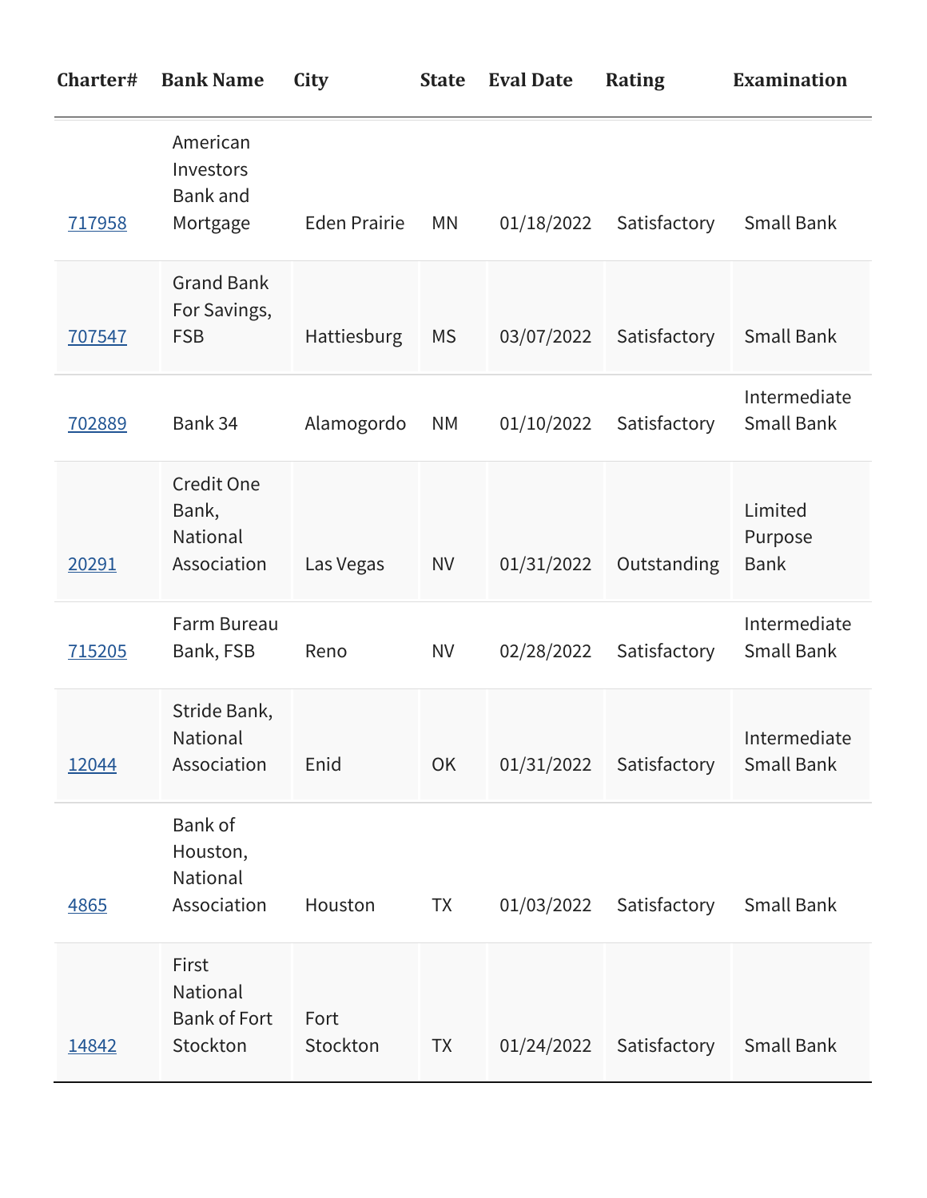| Charter# | Bank Name | City | State | Eval Date | Rating | Examination |
|---|---|---|---|---|---|---|
| 717958 | American Investors Bank and Mortgage | Eden Prairie | MN | 01/18/2022 | Satisfactory | Small Bank |
| 707547 | Grand Bank For Savings, FSB | Hattiesburg | MS | 03/07/2022 | Satisfactory | Small Bank |
| 702889 | Bank 34 | Alamogordo | NM | 01/10/2022 | Satisfactory | Intermediate Small Bank |
| 20291 | Credit One Bank, National Association | Las Vegas | NV | 01/31/2022 | Outstanding | Limited Purpose Bank |
| 715205 | Farm Bureau Bank, FSB | Reno | NV | 02/28/2022 | Satisfactory | Intermediate Small Bank |
| 12044 | Stride Bank, National Association | Enid | OK | 01/31/2022 | Satisfactory | Intermediate Small Bank |
| 4865 | Bank of Houston, National Association | Houston | TX | 01/03/2022 | Satisfactory | Small Bank |
| 14842 | First National Bank of Fort Stockton | Fort Stockton | TX | 01/24/2022 | Satisfactory | Small Bank |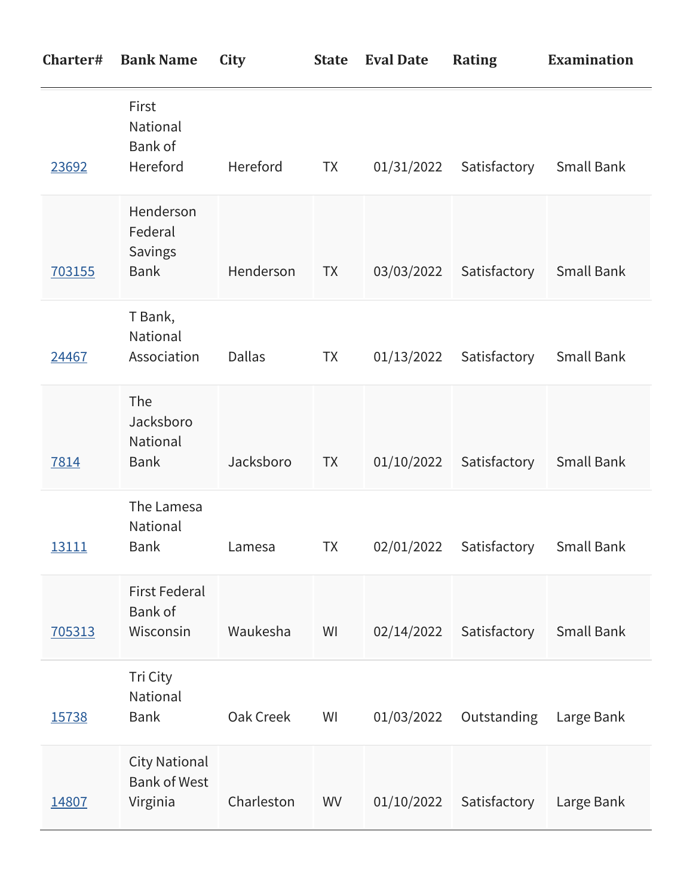| Charter# | Bank Name | City | State | Eval Date | Rating | Examination |
|---|---|---|---|---|---|---|
| 23692 | First National Bank of Hereford | Hereford | TX | 01/31/2022 | Satisfactory | Small Bank |
| 703155 | Henderson Federal Savings Bank | Henderson | TX | 03/03/2022 | Satisfactory | Small Bank |
| 24467 | T Bank, National Association | Dallas | TX | 01/13/2022 | Satisfactory | Small Bank |
| 7814 | The Jacksboro National Bank | Jacksboro | TX | 01/10/2022 | Satisfactory | Small Bank |
| 13111 | The Lamesa National Bank | Lamesa | TX | 02/01/2022 | Satisfactory | Small Bank |
| 705313 | First Federal Bank of Wisconsin | Waukesha | WI | 02/14/2022 | Satisfactory | Small Bank |
| 15738 | Tri City National Bank | Oak Creek | WI | 01/03/2022 | Outstanding | Large Bank |
| 14807 | City National Bank of West Virginia | Charleston | WV | 01/10/2022 | Satisfactory | Large Bank |